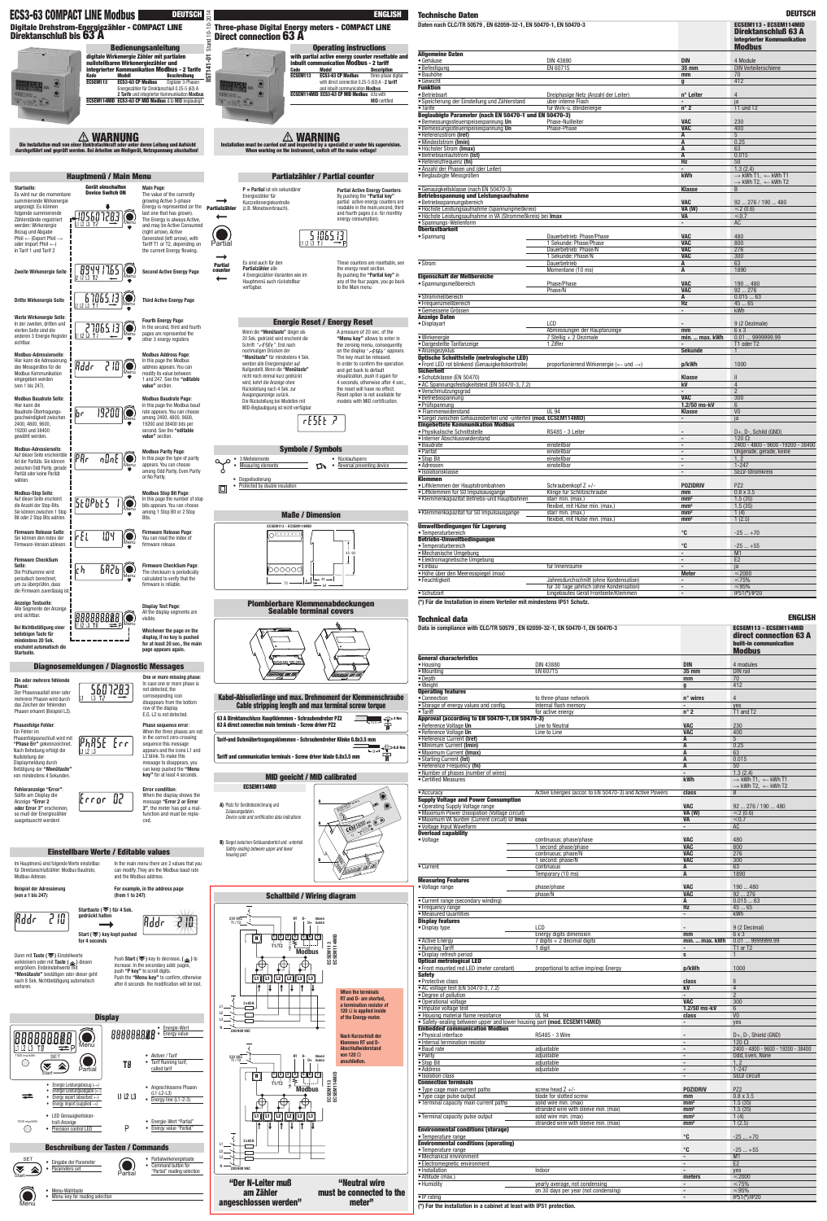# ECS3-63 COMPACT LINE Modbus

DEUTSCH

## Digitale Drehstrom-Energiezähler - COMPACT LINE Direktanschluß bis 63 A

### Bedienungsanleitung

**digitale Wirkenergie Zähler mit partiellen nullstellbaren Wirkenergiezähler und integrierter Kommunikation Modbus - 2 Tarife**

| Kode | Modell | Beschreibung |
|---|---|---|
| ECSEM113 | ECS3-63 CP Modbus | Digitaler 3-Phasen Energiezähler für Direktanschluß 0.25-5 (63) A 2 Tarife und integrierter Kommunikation Modbus |
| ECSEM114MID | ECS3-63 CP MID Modbus | ECS MID beglaubigt |

ENGLISH

## Three-phase Digital Energy meters - COMPACT LINE Direct connection 63 A

### Operating instructions

**with partial active energy counter resettable and inbuilt communication Modbus - 2 tariff**

| Code | Model | Description |
|---|---|---|
| ECSEM113 | ECS3-63 CP Modbus | three-phase digital with direct connection 0.25-5 (63) A - 2 tariff and inbuilt communication Modbus |
| ECSEM114MID | ECS3-63 CP MID Modbus | ECS with MID certified |

### ⚠ WARNUNG

**Die Installation muß von einer Elektrofachkraft oder unter deren Leitung und Aufsicht durchgeführt und geprüft werden. Bei Arbeiten am Meßgerät, Netzspannung abschalten!**

### ⚠ WARNING

**Installation must be carried out and inspected by a specialist or under his supervision. When working on the instrument, switch off the mains voltage!**

### Hauptmenü / Main Menu

**Startseite:** Es wird nur die momentane summierende Wirkenergie angezeigt. Es können folgende summierende Zählerstände registriert werden: Wirkenergie Bezug und Abgabe Plus ← (Export Plus →) oder Import Plus ←) in Tarif 1 und Tarif 2

**Gerät einschalten / Device Switch ON**

**Main Page:** The value of the currently growing Active 3-phase Energy is represented (or the last one that has grown). The Energy is always Active, and may be Active Consumed (right arrow), Active Generated (left arrow), with Tariff T1 or T2, depending on the current Energy flowing.

**Zweite Wirkenergie Seite** — **Second Active Energy Page**

**Dritte Wirkenergie Seite** — **Third Active Energy Page**

**Vierte Wirkenergie Seite:** In der zweiten, dritten und vierten Seite sind die anderen 3 Energie Register sichtbar.

**Fourth Energy Page:** In the second, third and fourth pages are represented the other 3 energy registers.

**Modbus-Adressierseite:** Hier kann die Adressierung des Messgerätes für die Modbus Kommunikation eingegeben werden (von 1 bis 247).

**Modbus Address Page:** In this page the Modbus address appears. You can modify its value between 1 and 247. See the **"editable value"** section.

**Modbus Baudrate Seite:** Hier kann die Baudrate-Übertragungsgeschwindigkeit zwischen 2400, 4800, 9600, 19200 und 38400 gewählt werden.

**Modbus Baudrate Page:** In this page the Modbus baud rate appears. You can choose among 2400, 4800, 9600, 19200 and 38400 bits per second. See the **"editable value"** section.

**Modbus-Paritätsseite:** Auf dieser Seite erscheint die Art der Parität. Sie können zwischen Odd Parity, gerade Parität oder keine Parität wählen.

**Modbus Parity Page:** In this page the type of parity appears. You can choose among Odd Parity, Even Parity or No Parity.

**Modbus-Stop Seite:** Auf dieser Seite erscheint die Anzahl der Stop-Bits. Sie können zwischen 1 Stop Bit oder 2 Stop Bits wählen.

**Modbus Stop Bit Page:** In this page the number of stop bits appears. You can choose between 1 Stop Bit or 2 Stop Bits.

**Firmware Release Seite:** Sie können den Index der Firmware-Version ablesen.

**Firmware Release Page:** You can read the index of firmware release.

**Firmware CheckSum Seite:** Die Prüfsumme wird periodisch berechnet, um zu überprüfen, dass die Firmware zuverlässig ist.

**Firmware CheckSum Page:** The checksum is periodically calculated to verify that the firmware is reliable.

**Anzeige Testseite:** Alle Segmente der Anzeige sind sichtbar.

**Display Test Page:** All the display segments are visible.

**Bei Nichtbetätigung einer beliebigen Taste für mindestens 20 Sek. erscheint automatisch die Startseite.**

**Whichever the page on the display, if no key is pushed for at least 20 sec., the main page appears again.**

### Diagnosemeldungen / Diagnostic Messages

**Ein oder mehrere fehlende Phase:** Der Phasenausfall einer oder mehrerer Phasen wird durch das Erlöschen der Phasen angezeigt (Beispiel L2).

**One or more missing phase:** In case one or more phase is not detected, the corresponding icon disappears from the bottom row of the display. E.G. L2 is not detected.

**Phasenfolge Fehler:** Ein Fehler im Phasenfolgeanschluß wird mit **"Phase Err"** gekennzeichnet. Nach Behebung erfolgt die Nullstellung der Displaymeldung durch Betätigung der **"Menütaste"** von mindestens 4 Sekunden.

**Phase sequence error:** When the three phases are not in the correct zero-crossing sequence this message appears and the icons L1 and L2 blink. To make this message to disappears, you can keep pushed the **"Menu key"** for at least 4 seconds.

**Fehleranzeige "Error":** Sollte am Display die Anzeige **"Error 2 oder Error 3"** erscheinen, so muß der Energiezähler ausgetauscht werden!

**Error condition:** When the display shows the message **"Error 2 or Error 3"**, the meter has got a malfunction and must be replaced.

### Einstellbare Werte / Editable values

Im Hauptmenü sind folgende Werte einstellbar: für Direktanschlußzähler: Modbus Baudrate, Modbus-Adresse.

In the main menu there are 2 values that you can modify. They are the Modbus baud rate and the Modbus address.

**Beispiel der Adressierung (von a 1 bis 247):**

**For example, in the address page (from 1 to 247):**

**Starttaste (☰) für 4 Sek. gedrückt halten**

**Start (☰) key kept pushed for 4 seconds**

Dann mit **Taste (☰)** Einstellwerte verkleinern oder mit **Taste (▲)** dieser vergrößern. Endeinstellwerte mit **"Menütaste"** bestätigen oder dieser geht nach 8 Sek. Nichtbetätigung automatisch verloren.

Push Start (☰) key to decrease, (▲) to increase. In the secondary edit page, push **"P key"** to scroll digits. Push the **"Menu key"** to confirm, otherwise after 8 seconds the modification will be lost.

### Display

- Energie-Wert / Energy value
- Aktiver / Tarif / Tarif Running tarif, called tarif
- Angeschlossene Phasen (L1-L2-L3) / Energy line (L1-2-3)
- Energie-Wert "Partial" / Energy value "Partial"
- Energie Leistungsbezug (←) / Energy consumed/absorbed (←)
- Energie Leistungsabgabe (→) / Energy export (→) / Energy import supplied (→)
- LED Genauigkeitskontroll-Anzeige / Precision control LED

### Beschreibung der Tasten / Commands

- Eingabe der Parameter / Parameters set
- Partialwerteingetaste / Command button for "Partial" reading selection
- Menü-Wahltaste / Menu key for reading selection

### Partialzähler / Partial counter

**P = Partial** ist ein sekundärer Energiezähler für Kurzzeitenergiekontrolle (z.B. Monatsverbrauch).

**Partial Active Energy Counters:** By pushing the **"Partial key"** partial active energy counters are readable in the main, second, third and fourth pages (i.e. for monthly energy consumption).

Es sind auch für den **Partialzähler** alle 4 Energiezähler-Varianten wie im Hauptmenü auch rückstellbar verfügbar.

These counters are resettable, see the energy reset section. By pushing the **"Partial key"** in any of the four pages, you go back to the Main menu.

### Energie Reset / Energy Reset

Wenn die **"Menütaste"** länger als 20 Sek. gedrückt wird erscheint die Schrift: "rESEt". Erst nach nochmaligem Drücken der **"Menütaste"** für mindestens 4 Sek. werden alle Energieregister auf Nullgestellt. Wenn die **"Menütaste"** nicht nach einmal kurz gedrückt wird, kehrt die Anzeige ohne Rückstellung nach 4 Sek. zur Ausgangsanzeige zurück. Die Rückstellung bei Modellen mit MID-Beglaubigung ist nicht verfügbar

A pressure of 20 sec. of the **"Menu key"** allows to enter in the zeroing menu, consequently on the display "rESEt" appears. The key must be released. In order to confirm the operation and get back to default visualization, push it again for 4 seconds, otherwise after 4 sec., the reset will have no effect. Reset option is not available for models with MID certification.

### Symbole / Symbols

- 3 Meßelemente / Measuring elements
- Rücklaufsperre / Reversal preventing device
- Doppelisolierung / Protected by double insulation

### Maße / Dimension

### Plombierbare Klemmenabdeckungen / Sealable terminal covers

### Kabel-Abisolierlänge und max. Drehmoment der Klemmenschraube / Cable stripping length and max terminal screw torque

63 A Direktanschluss Hauptklemmen - Schraubendreher PZ2 / 63 A direct connection main terminals - Screw driver PZ2

Tarif-und Datenübertragungsklemmen - Schraubendreher Klinke 0,8x3.5 mm / Tariff and communication terminals - Screw driver blade 0.8x3.5 mm

### MID geeicht / MID calibrated

ECSEM114MID

**A)** Platz für Geräteckennzeichnung und Zulassungsdaten. *Device code and certification data indications*

**B)** Siegel zwischen Gehäuseoberteil und -unterteil *Safety-sealing between upper and lower housing part*

### Schaltbild / Wiring diagram

**When the terminals RT and D- are shorted, a termination resistor of 120 Ω is applied inside of the Energy-meter.**

**Nach Kurzschluß der Klemmen RT und D- Abschlußwiderstand von 120 Ω anschließen.**

**"Der N-Leiter muß am Zähler angeschlossen werden"**

**"Neutral wire must be connected to the meter"**

## Technische Daten

DEUTSCH

**ECSEM113 - ECSEM114MID Direktanschluß 63 A integrierter Kommunikation Modbus**

Daten nach CLC/TR 50579 , EN 62059-32-1, EN 50470-1, EN 50470-3

| | | | |
|---|---|---|---|
| **Allgemeine Daten** | | | |
| • Gehäuse | DIN 43880 | DIN | 4 Module |
| • Befestigung | EN 60715 | 35 mm | DIN Verteilerschiene |
| • Bauhöhe | | mm | 70 |
| • Gewicht | | g | 412 |
| **Funktion** | | | |
| • Betriebsart | Dreiphasige Netz (Anzahl der Leiter) | n° Leiter | 4 |
| • Speicherung der Einstellung und Zählerstand | über interne Flash | | ja |
| • Tarife | für Wirk-u. Blindenergie | n° 2 | T1 und T2 |
| **Beglaubigte Parameter (nach EN 50470-1 und EN 50470-3)** | | | |
| • Bemessungssteuerspeisespannung Un | Phase-Nullleiter | VAC | 230 |
| • Bemessungssteuerspeisespannung Un | Phase-Phase | VAC | 400 |
| • Referenzstrom (Iref) | | A | 5 |
| • Mindeststrom (Imin) | | A | 0.25 |
| • Höchster Strom (Imax) | | A | 63 |
| • Betriebsanlaufstrom (Ist) | | A | 0.015 |
| • Referenzfrequenz (fn) | | Hz | 50 |
| • Anzahl der Phasen und (der Leiter) | | - | 1.3 (2.4) |
| • Beglaubigte Messgrößen | | kWh | → kWh T1, ← kWh T1 → kWh T2, ← kWh T2 |
| • Genauigkeitsklasse (nach EN 50470-3) | | Klasse | B |
| **Betriebsspannung und Leistungsaufnahme** | | | |
| • Betriebsspannungsbereich | | VAC | 92 ... 276 / 190 ... 480 |
| • Höchste Leistungsaufnahme (Spannungsmeßkreis) | | VA (W) | ≈ 2 (0,6) |
| • Höchste Leistungsaufnahme in VA (Strommeßkreis) bei Imax | | VA | ≈ 0.7 |
| • Spannungs-Wellenform | | - | AC |
| **Überlastbarkeit** | | | |
| • Spannung | Dauerbetrieb: Phase/Phase | VAC | 480 |
| | 1 Sekunde: Phase/Phase | VAC | 800 |
| | Dauerbetrieb: Phase/N | VAC | 276 |
| | 1 Sekunde: Phase/N | VAC | 300 |
| • Strom | Dauerbetrieb | A | 63 |
| | Momentane (10 ms) | A | 1890 |
| **Eigenschaft der Meßbereiche** | | | |
| • Spannungsmeßbereich | Phase/Phase | VAC | 190 ... 480 |
| | Phase/N | VAC | 92 ... 276 |
| • Strommeßbereich | | A | 0.015 ... 63 |
| • Frequenzmeßbereich | | Hz | 45 ... 65 |
| • Gemessene Grössen | | - | kWh |
| **Anzeige Daten** | | | |
| • Displayart | LCD | - | 9 (2 Dezimale) |
| | Abmessungen der Hauptanzeige | mm | 6 x 3 |
| • Wirkenergie | 7 Stellig + 2 Dezimale | min. ... max. kWh | 0,01 ... 9999999.99 |
| • Dargestellte Tarifanzeige | 1 Ziffer | - | T1 oder T2 |
| • Anzeigezyklus | | Sekunde | 1 |
| **Optische Schnittstelle (metrologische LED)** | | | |
| • Front LED rot blinkend (Genauigkeitskontrolle) | proportionierend Wirkenergie (← und →) | p/kWh | 1000 |
| **Sicherheit** | | | |
| • Schutzklasse (EN 50470) | | Klasse | II |
| • AC Spannungsfestigkeitstest (EN 50470-3, 7.2) | | kV | 4 |
| • Verschmutzungsgrad | | - | 2 |
| • Betriebsspannung | | VAC | 300 |
| • Prüfspannung | | 1.2/50 ms-kV | 6 |
| • Flammenwiderstand | UL 94 | Klasse | V0 |
| • Siegel zwischen Gehäuseoberteil und -unterteil (mod. ECSEM114MID) | | - | ja |
| **Eingebettete Kommunikation Modbus** | | | |
| • Physikalische Schnittstelle | RS485 - 3 Leiter | - | D+, D-, Schild (GND) |
| • Interner Abschlusswiderstand | | - | 120 Ω |
| • Baudrate | einstellbar | - | 2400 - 4800 - 9600 - 19200 - 38400 |
| • Parität | einstellbar | - | Ungerade, gerade, keine |
| • Stop Bit | einstellbar | - | 1, 2 |
| • Adressen | einstellbar | - | 1-247 |
| • Isolationsklasse | | - | SELV-Stromkreis |
| **Klemmen** | | | |
| • Lifkklemmen der Hauptstrombahnen | Schraubenkopf Z +/- | POZIDRIV | PZ2 |
| • Lifkklemmen für S0 Impulsausgänge | Klinge für Schlitzschraube | mm | 0.8 x 3.5 |
| • Klemmenkapazität Betriebs-und Hauptbahnen | starr min. (max.) | mm² | 1.5 (35) |
| | flexibel, mit Hülse min. (max.) | mm² | 1.5 (35) |
| • Klemmenkapazität für S0 Impulsausgänge | starr min. (max.) | mm² | 1 (4) |
| | flexibel, mit Hülse min. (max.) | mm² | 1 (2.5) |
| **Umweltbedingungen für Lagerung** | | | |
| • Temperaturbereich | | °C | -25 ... +70 |
| **Betriebs-Umweltbedingungen** | | | |
| • Temperaturbereich | | °C | -25 ... +55 |
| • Mechanische Umgebung | | - | M1 |
| • Elektromagnetische Umgebung | | - | E2 |
| • Einbau | für Innenräume | - | ja |
| • Höhe über dem Meeresspiegel (max) | | Meter | ≈ 2000 |
| • Feuchtigkeit | Jahresdurchschnitt (ohne Kondensation) | - | ≈ 75% |
| | für 30 Tage jährlich (ohne Kondensation) | - | ≈ 95% |
| • Schutzart | Eingebautes Gerät Frontseite/Klemmen | - | IP51(*)/IP20 |

(*) Für die Installation in einem Verteiler mit mindestens IP51 Schutz.

## Technical data

ENGLISH

**ECSEM113 - ECSEM114MID direct connection 63 A built-in communication Modbus**

Data in compliance with CLC/TR 50579 , EN 62059-32-1, EN 50470-1, EN 50470-3

| | | | |
|---|---|---|---|
| **General characteristics** | | | |
| • Housing | DIN 43880 | DIN | 4 modules |
| • Mounting | EN 60715 | 35 mm | DIN rail |
| • Depth | | mm | 70 |
| • Weight | | g | 412 |
| **Operating features** | | | |
| • Connection | to three-phase network | n° wires | 4 |
| • Storage of energy values and config. | internal flash memory | - | yes |
| • Tariff | for active energy | n° 2 | T1 and T2 |
| **Approval (according to EN 50470-1, EN 50470-3)** | | | |
| • Reference Voltage Un | Line to Neutral | VAC | 230 |
| • Reference Voltage Un | Line to Line | VAC | 400 |
| • Reference Current (Iref) | | A | 5 |
| • Minimum Current (Imin) | | A | 0.25 |
| • Maximum Current (Imax) | | A | 63 |
| • Starting Current (Ist) | | A | 0.015 |
| • Reference Frequency (fn) | | A | 50 |
| • Number of phases (number of wires) | | - | 1.3 (2.4) |
| • Certified Measures | | kWh | → kWh T1, ← kWh T1 → kWh T2, ← kWh T2 |
| • Accuracy | Active Energies (accor. to EN 50470-3) and Active Powers | class | B |
| **Supply Voltage and Power Consumption** | | | |
| • Operating Supply Voltage range | | VAC | 92 ... 276 / 190 ... 480 |
| • Maximum Power Dissipation (Voltage circuit) | | VA (W) | ≈ 2 (0,6) |
| • Maximum VA burden (Current circuit) of Imax | | VA | ≈ 0.7 |
| • Voltage Input Waveform | | - | AC |
| **Overload capability** | | | |
| • Voltage | continuous; phase/phase | VAC | 480 |
| | 1 second; phase/phase | VAC | 800 |
| | continuous; phase/N | VAC | 276 |
| | 1 second; phase/N | VAC | 300 |
| • Current | continuous | A | 63 |
| | Temporary (10 ms) | A | 1890 |
| **Measuring Features** | | | |
| • Voltage range | phase/phase | VAC | 190 ... 480 |
| | phase/N | VAC | 92 ... 276 |
| • Current range (secondary winding) | | A | 0.015 ... 63 |
| • Frequency range | | Hz | 45 ... 65 |
| • Measured Quantities | | - | kWh |
| **Display features** | | | |
| • Display type | LCD | - | 9 (2 Decimal) |
| | Energy digits dimension | mm | 6 x 3 |
| • Active Energy | 7 digits + 2 decimal digits | min. ... max. kWh | 0,01 ... 9999999.99 |
| • Running Tariff | 1 digit | - | T1 or T2 |
| • Display refresh period | | s | 1 |
| **Optical metrological LED** | | | |
| • Front mounted red LED (meter constant) | proportional to active imp/exp Energy | p/kWh | 1000 |
| **Safety** | | | |
| • Protective class | | class | II |
| • AC voltage test (EN 50470-3, 7.2) | | kV | 4 |
| • Degree of pollution | | - | 2 |
| • Operational voltage | | VAC | 300 |
| • Impulse voltage test | | 1.2/50 ms-kV | 6 |
| • Housing material flame resistance | UL 94 | class | V0 |
| • Safety-sealing between upper and lower housing part (mod. ECSEM114MID) | | - | yes |
| **Embedded communication Modbus** | | | |
| • Physical interface | RS485 - 3 Wire | - | D+, D-, Shield (GND) |
| • Internal termination resistor | | - | 120 Ω |
| • Baud rate | adjustable | - | 2400 - 4800 - 9600 - 19200 - 38400 |
| • Parity | adjustable | - | Odd, Even, None |
| • Stop Bit | adjustable | - | 1, 2 |
| • Address | adjustable | - | 1-247 |
| • Isolation class | | - | SELV circuit |
| **Connection terminals** | | | |
| • Type cage main current paths | screw head Z +/- | POZIDRIV | PZ2 |
| • Type cage pulse output | blade for slotted screw | mm | 0.8 x 3.5 |
| • Terminal capacity main current paths | solid wire min. (max) | mm² | 1.5 (35) |
| | stranded wire with sleeve min. (max) | mm² | 1.5 (35) |
| • Terminal capacity pulse output | solid wire min. (max) | mm² | 1 (4) |
| | stranded wire with sleeve min. (max) | mm² | 1 (2.5) |
| **Environmental conditions (storage)** | | | |
| • Temperature range | | °C | -25 ... +70 |
| **Environmental conditions (operating)** | | | |
| • Temperature range | | °C | -25 ... +55 |
| • Mechanical environment | | - | M1 |
| • Electromagnetic environment | | - | E2 |
| • Installation | indoor | - | yes |
| • Altitude (max.) | | meters | ≈ 2000 |
| • Humidity | yearly average, not condensing | - | ≈ 75% |
| | on 30 days per year (not condensing) | - | ≈ 95% |
| • IP rating | | - | IP51(*)/IP20 |

(*) For the installation in a cabinet at least with IP51 protection.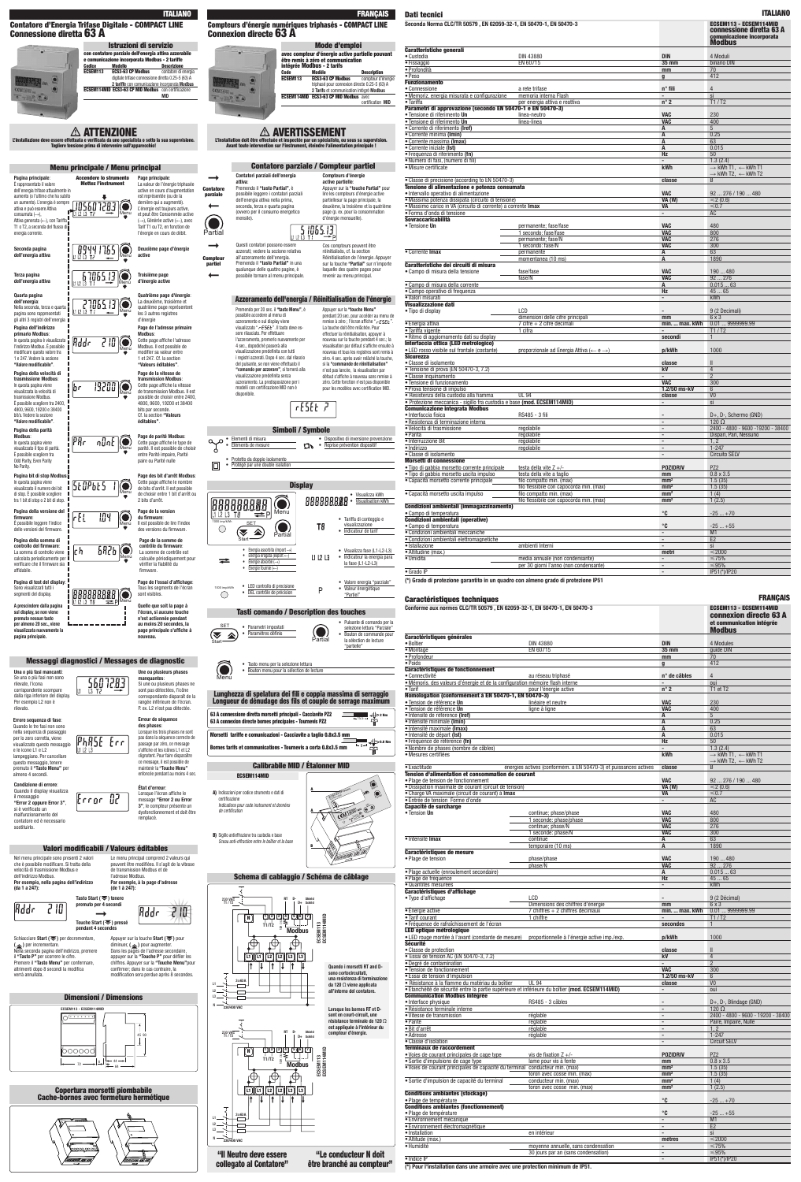# ITALIANO

## Contatore d'Energia Trifase Digitale - COMPACT LINE
## Connessione diretta 63 A

### Istruzioni di servizio

con contatore parziale dell'energia attiva azzerabile e comunicazione incorporata Modbus - 2 tariffe

| Codice | Modello | Descrizione |
|---|---|---|
| ECSEM113 | EC63-63 CP Modbus | contatore di energia digitale trifase connessione diretta 0.25-5 (63) A 2 tariffe con comunicazione incorporata Modbus |
| ECSEM114MID | EC63-63 CP MID Modbus | con certificazione MID |

### ⚠ ATTENZIONE

L'installazione deve essere effettuata e verificata da uno specialista o sotto la sua supervisione. Togliere tensione prima di intervenire sull'apparecchio!

# FRANÇAIS

## Compteurs d'énergie numériques triphasés - COMPACT LINE
## Connexion directe 63 A

### Mode d'emploi

avec compteur d'énergie active partielle pouvant être remis à zéro et communication intégrée Modbus - 2 tarifs

| Code | Modèle | Description |
|---|---|---|
| ECSEM113 | EC63-63 CP Modbus | compteur d'énergie triphasé pour connexion directe 0.25-5 (63) A 2 Tarifs et communication intégré Modbus |
| ECSEM114MID | EC63-63 CP MID Modbus | avec certification MID |

### ⚠ AVERTISSEMENT

L'installation doit être effectuée et inspectée par un spécialiste, ou sous sa supervision. Avant toute intervention sur l'instrument, éteindre l'alimentation principale !

## Menu principale / Menu principal

**Accendere lo strumento / Mettez l'instrument**

**Pagina principale**: È rappresentato il valore dell'energia trifase attualmente in aumento (o l'ultimo che ha subito un aumento). L'energia è sempre attiva e può essere Attiva consumata (→), Attiva generata (←), con Tariffa T1 o T2, a seconda del flusso di energia corrente.

**Page principale**: La valeur de l'énergie triphasée active en cours d'augmentation est représentée (ou de la dernière qui a augmenté). L'énergie est toujours active, et peut être Consommée active (→), Générée active (←), avec Tarif T1 ou T2, en fonction de l'énergie en cours de débit.

Display: 305607283 — L1 L2 T2 → Menu

**Seconda pagina dell'energia attiva** — Display: 89441765 — **Deuxième page d'énergie active**

**Terza pagina dell'energia attiva** — Display: 67065.13 — **Troisième page d'énergie active**

**Quarta pagina dell'energia**: Nella seconda, terza e quarta pagina sono rappresentati gli altri 3 registri dell'energia — Display: 27065.13 — **Quatrième page d'énergie**: La deuxième, troisième et quatrième page représentent les 3 autres registres d'énergie

**Pagina dell'indirizzo primario Modbus**: In questa pagina è visualizzato l'indirizzo Modbus. È possibile modificare questo valore tra 1 e 247. Vedere la sezione "Valore modificabile". — Display: Addr 210 — **Page de l'adresse primaire Modbus**: Cette page affiche l'adresse Modbus. Il est possible de modifier sa valeur entre 1 et 247. Cf. la section "Valeurs éditables".

**Pagina della velocità di trasmissione Modbus**: In questa pagina viene visualizzata la velocità di trasmissione Modbus. È possibile scegliere tra 2400, 4800, 9600, 19200 e 38400 bit/s. Vedere la sezione "Valore modificabile". — Display: br 19200 — **Page de la vitesse de transmission Modbus**: Cette page affiche la vitesse de transmission Modbus. Il est possible de choisir entre 2400, 4800, 9600, 19200 et 38400 bits par seconde. Cf. la section "Valeurs éditables".

**Pagina della parità Modbus**: In questa pagina viene visualizzato il tipo di parità. È possibile scegliere tra Odd Parity, Even Parity No Parity. — Display: PAr nOnE — **Page de parité Modbus**: Cette page affiche le type de parité. Il est possible de choisir entre Parité impaire, Parité paire ou Parité nulle.

**Pagina bit di stop Modbus**: In questa pagina viene visualizzato il numero dei bit di stop. È possibile scegliere tra 1 bit di stop e 2 bit di stop. — Display: StOPbtS 1 — **Page des bit d'arrêt Modbus**: Cette page affiche le nombre de bits d'arrêt. Il est possible de choisir entre 1 bit d'arrêt ou 2 bits d'arrêt.

**Pagina della versione del firmware**: È possibile leggere l'indice delle versioni del firmware. — Display: FEL 104 — **Page de la version du firmware**: Il est possible de lire l'index des versions du firmware.

**Pagina della somma di controllo del firmware**: La somma di controllo viene calcolata periodicamente per verificare che il firmware sia affidabile. — Display: Ch 6A26 — **Page de la somme de contrôle du firmware**: La somme de contrôle est calculée périodiquement pour vérifier la fiabilité du firmware.

**Pagina di test del display**: Sono visualizzati tutti i segmenti del display. — Display: 88888888 — **Page de l'essai d'affichage**: Tous les segments de l'écran sont visibles.

**A prescindere dalla pagina sul display, se non viene premuto nessun tasto per almeno 20 sec., viene visualizzata nuovamente la pagina principale.**

**Quelle que soit la page à l'écran, si aucune touche n'est actionnée pendant au moins 20 secondes, la page principale s'affiche à nouveau.**

## Messaggi diagnostici / Messages de diagnostic

**Una o più fasi mancanti**: Se una o più fasi non sono rilevate, l'icona corrispondente scompare dalla riga inferiore del display. Per esempio L2 non è rilevato. — Display: 5607283 L1 L3 T2 — **Une ou plusieurs phases manquantes**: Si une ou plusieurs phases ne sont pas détectées, l'icône correspondante disparaît de la rangée inférieure de l'écran. P. ex. L2 n'est pas détectée.

**Errore sequenza di fase**: Quando le tre fasi non sono nella sequenza di passaggio per lo zero corretta, viene visualizzato questo messaggio e le icone L1 e L2 lampeggiano. Per cancellare questo messaggio, tenere premuto il "Tasto Menu" per almeno 4 secondi. — Display: PHASE Err — **Erreur de séquence des phases**: Lorsque les trois phases ne sont pas dans la séquence correcte de passage par zéro, ce message s'affiche et les icônes L1 et L2 clignotent. Pour faire disparaître ce message, il faut maintenir la "Touche Menu" enfoncée pendant au moins 4 sec.

**Condizione di errore**: Quando il display visualizza il messaggio "Errore 2 oppure Error 3", si è verificato un malfunzionamento del contatore ed è necessario sostituirlo. — Display: Error 02 — **État d'erreur**: Lorsque l'écran affiche le message "Error 2 ou Error 3", le compteur présente un dysfonctionnement et doit être remplacé.

## Valori modificabili / Valeurs éditables

Nel menu principale sono presenti 2 valori che è possibile modificare. Si tratta della velocità di trasmissione Modbus e dell'indirizzo Modbus. **Per esempio, nella pagina dell'indirizzo (da 1 a 247):**

Le menu principal comprend 2 valeurs qui peuvent être modifiées. Il s'agit de la vitesse de transmission Modbus et de l'adresse Modbus. **Par exemple, à la page d'adresse (de 1 à 247):**

Display: Addr 210 — **Tasto Start tenere premuto per 4 secondi / Touche Start pressé pendant 4 secondes** — Display: Addr 210

Schiacciare **Start** per decrementare, ▲ per incrementare. Nella seconda pagina dell'indirizzo, premere il **"Tasto P"** per scorrere le cifre. Premere il **"Tasto Menu"** per confermare, altrimenti dopo 8 secondi la modifica verrà annullata.

Appuyer sur la touche **Start** pour diminuer, ▲ pour augmenter. Dans les pages de l'adresse secondaire, appuyer sur la **"Touche P"** pour défiler les chiffres. Appuyer sur la **"Touche Menu"** pour confirmer ; dans le cas contraire, la modification sera perdue après 8 secondes.

## Dimensioni / Dimensions

ECSEM113 - ECSEM114MID

## Copertura morsetti piombabile / Cache-bornes avec fermeture hermétique

## Contatore parziale / Compteur partiel

**Contatore parziale** / **Compteur partiel**

**Contatori parziali dell'energia attiva**: Premendo il **"Tasto Partial"**, è possibile leggere i contatori parziali dell'energia attiva, prima, seconda, terza e quarta pagina (ovvero per il consumo energetico mensile).

**Compteurs d'énergie active partielle**: Appuyer sur la **"touche Partial"** pour lire les compteurs d'énergie active partielle sur la page principale, la deuxième, la troisième et la quatrième page (p. ex. pour la consommation d'énergie mensuelle).

Display: 5165.13 — P

Questi contatori possono essere azzerati, vedere la sezione relativa all'azzeramento dell'energia. Premendo il **"tasto Partial"** in una qualunque delle quattro pagine, è possibile tornare al menu principale.

Ces compteurs peuvent être réinitialisés, cf. la section Réinitialisation de l'énergie. Appuyer sur la **touche "Partial"** sur n'importe laquelle des quatre pages pour revenir au menu principal.

## Azzeramento dell'energia / Réinitialisation de l'énergie

Premendo per 20 sec. il **"tasto Menu"**, è possibile accedere al menu di azzeramento e sul display viene visualizzato "rESEt ?". Il tasto deve essere rilasciato. Per effettuare l'azzeramento, premere nuovamente per 4 sec., dopodiché passerà alla visualizzazione predefinita e tutti i registri azzerati. Dopo 4 sec. dal rilascio del pulsante, se non viene effettuato il **"comando per azzerare"**, si tornerà alla visualizzazione predefinita senza azzeramento. La predisposizione per i modelli con certificazione MID non è disponibile.

Appuyer sur la **"touche Menu"** pendant 20 sec. pour accéder au menu de remise à zéro ; l'écran affiche « rESEt? ». La touche doit être relâchée. Pour effectuer la réinitialisation, appuyer à nouveau pendant 4 sec. ; la visualisation par défaut s'affiche ensuite à nouveau et tous les registres sont remis à zéro. 4 sec. après avoir relâché la touche, si la **"commande de réinitialisation"** n'est pas lancée, la visualisation par défaut s'affiche à nouveau sans remise à zéro. Cette fonction n'est pas disponible pour les modèles avec certification MID.

Display: rESEt ?

## Simboli / Symbole

- Elementi di misura / Éléments de mesure
- Dispositivo di inversione prevenzione / Reprise prévention dispositif
- Protetto da doppio isolamento / Protégé par une double isolation

## Display

- 1000 imp/kWh — SET — Start — P — Partial — Menu
- Visualizza kWh / Visualisation kWh
- T8: Tariffa di conteggio e visualizzazione / Indicateur de tarif
- ⇄: Energia assorbita (import →) / Énergie absorbée (import →); Energia erogata (export ←) / Énergie fournie (export ←); Energia assorbita (←) / Énergie absorbée (←); Energia fornita (←) / Énergie fournie (←)
- L1 L2 L3: Visualizza fase (L1-L2-L3) / Visualiser la énergie par la fase (L1-L2-L3)
- 1000 imp/kWh: LED controllo di precisione / DEL contrôle de précision
- P: Valore energia "parziale" / Valeur énergétique "Partiel"

## Tasti comando / Description des touches

- SET / Start: Parametri impostati / Paramètres définis
- P Partial: Pulsante di comando per la selezione lettura "Parziale" / Bouton de commande pour la sélection de lecture "partielle"
- Menu: Tasto menu per la selezione lettura / Bouton menu pour la sélection de lecture

## Lunghezza di spelatura dei fili e coppia massima di serraggio / Longueur de dénudage des fils et couple de serrage maximum

**63 A connessione diretta morsetti principali - Cacciavite PZ2 / 63 A connexion directe bornes principales - Tournevis PZ2**

**Morsetti tariffe e communicazioni - Cacciavite a taglio 0.8x3.5 mm / Bornes tarifs et communications - Tournevis a corta 0.8x3.5 mm**

## Calibrabile MID / Étalonner MID

ECSEM114MID

**A)** Indicazioni per codice strumento e dati di certificazione / *Indications pour code instrument et données de certification*

**B)** Sigillo antieffrazione tra custodia e base / *Sceau anti-effraction entre le boîtier et la base*

## Schema di cablaggio / Schéma de câblage

230 VAC T1 / T2 — RT D- D+ Shield — Modbus — ECSEM113 ECSEM114MID — L1 L2 L3 N — 3 x 400 V — 230/400 VAC

**Quando i morsetti RT and D- sono cortocircuitati, una resistenza di terminazione da 120 Ω viene applicata all'interno del contatore.**

**Lorsque les bornes RT et D- sont en court-circuit, une résistance terminale de 120 Ω est appliquée à l'intérieur du compteur d'énergie.**

**"Il Neutro deve essere collegato al Contatore"** — **"Le conducteur N doit être branché au compteur"**

# ITALIANO

## Dati tecnici

Seconda Norma CLC/TR 50579 , EN 62059-32-1, EN 50470-1, EN 50470-3 — **ECSEM113 - ECSEM114MID connessione diretta 63 A con comunicazione incorporata Modbus**

| | | | |
|---|---|---|---|
| **Caratteristiche generali** | | | |
| • Custodia | DIN 43880 | DIN | 4 Moduli |
| • Fissaggio | EN 60715 | 35 mm | binario DIN |
| • Profondità | | mm | 70 |
| • Peso | | g | 412 |
| **Funzionamento** | | | |
| • Connessione | a rete trifase | n° fili | 4 |
| • Memoriz. energia misurata e configurazione | memoria interna Flash | - | sì |
| • Tariffa | per energia attiva e reattiva | n° 2 | T1 / T2 |
| **Parametri di approvazione (secondo EN 50470-1 e EN 50470-3)** | | | |
| • Tensione di riferimento Un | linea-neutro | VAC | 230 |
| • Tensione di riferimento Un | linea-linea | VAC | 400 |
| • Corrente di riferimento (Iref) | | A | 5 |
| • Corrente minima (Imin) | | A | 0.25 |
| • Corrente massima (Imax) | | A | 63 |
| • Corrente iniziale (Ist) | | A | 0.015 |
| • Frequenza di riferimento (fn) | | Hz | 50 |
| • Numero di fasi, (numero di fili) | | - | 1.3 (2.4) |
| • Misure certificate | | kWh | → kWh T1, ← kWh T1 → kWh T2, ← kWh T2 |
| • Classe di precisione (according to EN 50470-3) | | classe | B |
| **Tensione di alimentazione e potenza consumata** | | | |
| • Intervallo operativo di alimentazione | | VAC | 92 ... 276 / 190 ... 480 |
| • Massima potenza dissipata (circuito di tensione) | | VA (W) | ≈ 2 (0.6) |
| • Massimo carico in VA (circuito di corrente) a corrente Imax | | VA | ≈ 0.7 |
| • Forma d'onda di tensione | | - | AC |
| **Sovraccaricabilità** | | | |
| • Tensione Un | permanente; fase/fase | VAC | 480 |
| | 1 secondo; fase/fase | VAC | 800 |
| | permanente; fase/N | VAC | 276 |
| | 1 secondo; fase/N | VAC | 300 |
| • Corrente Imax | permanente | A | 63 |
| | momentanea (10 ms) | A | 1890 |
| **Caratteristiche dei circuiti di misura** | | | |
| • Campo di misura della tensione | fase/fase | VAC | 190 ... 480 |
| | fase/N | VAC | 92 ... 276 |
| • Campo di misura della corrente | | A | 0.015 ... 63 |
| • Campo operativo di frequenza | | Hz | 45 ... 65 |
| • Valori misurati | | - | kWh |
| **Visualizzazione dati** | | | |
| • Tipo di display | LCD | - | 9 (2 Decimali) |
| | dimensioni delle cifre principali | mm | 6 x 3 |
| • Energia attiva | 7 cifre + 2 cifre decimali | min. ... max. kWh | 0.01 ... 9999999.99 |
| • Tariffa vigente | 1 cifra | - | T1 / T2 |
| • Ritmo di aggiornamento dati su display | | secondi | 1 |
| **Interfaccia ottica (LED metrologico)** | | | |
| • LED rosso visibile sul frontale (costante) | proporzionale ad Energia Attiva (← e →) | p/kWh | 1000 |
| **Sicurezza** | | | |
| • Classe di isolamento | | classe | II |
| • Tensione di prova (EN 50470-3, 7.2) | | kV | 4 |
| • Classe inquinamento | | - | 2 |
| • Tensione di funzionamento | | VAC | 300 |
| • Prova tensione di impulso | | 1.2/50 ms-kV | 6 |
| • Resistenza della custodia alla fiamma | UL 94 | classe | V0 |
| • Protezione meccanica - sigillo fra custodia e base (mod. ECSEM114MID) | | - | sì |
| **Comunicazione integrata Modbus** | | | |
| • Interfaccia fisica | RS485 - 3 fili | - | D+, D-, Schermo (GND) |
| • Resistenza di terminazione interna | | - | 120 Ω |
| • Velocità di trasmissione | regolabile | - | 2400 - 4800 - 9600 -19200 - 38400 |
| • Parità | regolabile | - | Dispari, Pari, Nessuno |
| • Interruzione bit | regolabile | - | 1, 2 |
| • Indirizzo | regolabile | - | 1-247 |
| • Classe di isolamento | | - | Circuito SELV |
| **Morsetti di connessione** | | | |
| • Tipo di gabbia morsetto corrente principale | testa della vite Z +/- | - | POZIDRIV | PZ2 |
| • Tipo di gabbia morsetto uscita impulso | testa della vite a taglio | mm | 0.8 x 3.5 |
| • Capacità morsetto corrente principale | filo compatto min. (max) | mm² | 1.5 (35) |
| | filo flessibile con capocorda min. (max) | mm² | 1.5 (35) |
| • Capacità morsetto uscita impulso | filo compatto min. (max) | mm² | 1 (4) |
| | filo flessibile con capocorda min. (max) | mm² | 1 (2.5) |
| **Condizioni ambientali (immagazzinamento)** | | | |
| • Campo di temperatura | | °C | -25 ... +70 |
| **Condizioni ambientali (operative)** | | | |
| • Campo di temperatura | | °C | -25 ... +55 |
| • Condizioni ambientali meccaniche | | - | M1 |
| • Condizioni ambientali elettromagnetiche | | - | E2 |
| • Installazione | ambienti interni | - | sì |
| • Altitudine (max.) | | metri | ≤ 2000 |
| • Umidità | media annuale (non condensante) | - | ≤ 75% |
| | per 30 giorni l'anno (non condensante) | - | ≤ 95% |
| • Grado IP | | - | IP51(*)/IP20 |

(*) Grado di protezione garantito in un quadro con almeno grado di protezione IP51

# FRANÇAIS

## Caractéristiques techniques

Conforme aux normes CLC/TR 50579 , EN 62059-32-1, EN 50470-1, EN 50470-3 — **ECSEM113 - ECSEM114MID connexion directe 63 A et communication intégrée Modbus**

| | | | |
|---|---|---|---|
| **Caractéristiques générales** | | | |
| • Boîtier | DIN 43880 | DIN | 4 Modules |
| • Montage | EN 60715 | 35 mm | guide DIN |
| • Profondeur | | mm | 70 |
| • Poids | | g | 412 |
| **Caractéristiques de fonctionnement** | | | |
| • Connectivité | au réseau triphasé | n° de câbles | 4 |
| • Mémoris. des valeurs d'énergie et de la configuration | mémoire flash interne | - | oui |
| • Tarif | pour l'énergie active | n° 2 | T1 et T2 |
| **Homologation (conformément à EN 50470-1, EN 50470-3)** | | | |
| • Tension de référence Un | linéaire et neutre | VAC | 230 |
| • Tension de référence Un | ligne à ligne | VAC | 400 |
| • Intensité de référence (Iref) | | A | 5 |
| • Intensité minimale (Imin) | | A | 0.25 |
| • Intensité maximale (Imax) | | A | 63 |
| • Intensité de départ (Ist) | | A | 0.015 |
| • Fréquence de référence (fn) | | Hz | 50 |
| • Nombre de phases (nombre de câbles) | | - | 1.3 (2.4) |
| • Mesures certifiées | | kWh | → kWh T1, ← kWh T1 → kWh T2, ← kWh T2 |
| • Exactitude | énergies actives (conformém. à EN 50470-3) et puissances actives | classe | B |
| **Tension d'alimentation et consommation de courant** | | | |
| • Plage de tension de fonctionnement | | VAC | 92 ... 276 / 190 ... 480 |
| • Dissipation maximale de courant (circuit de tension) | | VA (W) | ≈ 2 (0.6) |
| • Charge VA maximale (circuit de courant) à Imax | | VA | ≈ 0.7 |
| • Entrée de tension Forme d'onde | | - | AC |
| **Capacité de surcharge** | | | |
| • Tension Un | continue; phase/phase | VAC | 480 |
| | 1 seconde; phase/phase | VAC | 800 |
| | continue; phase/N | VAC | 276 |
| | 1 seconde; phase/N | VAC | 300 |
| • Intensité Imax | continue | A | 63 |
| | temporaire (10 ms) | A | 1890 |
| **Caractéristiques de mesure** | | | |
| • Plage de tension | phase/phase | VAC | 190 ... 480 |
| | phase/N | VAC | 92 ... 276 |
| • Plage actuelle (enroulement secondaire) | | A | 0.015 ... 63 |
| • Plage de fréquence | | Hz | 45 ... 65 |
| • Quantités mesurées | | - | kWh |
| **Caractéristiques d'affichage** | | | |
| • Type d'affichage | LCD | - | 9 (2 Décimal) |
| | dimensions des chiffres d'énergie | mm | 6 x 3 |
| • Énergie active | 7 chiffres + 2 chiffres décimaux | min. ... max. kWh | 0.01 ... 9999999.99 |
| • Tarif courant | 1 chiffre | - | T1 / T2 |
| • Fréquence de rafraîchissement de l'écran | | secondes | 1 |
| **LED optique métrologique** | | | |
| • LED rouge montée à l'avant (constante de mesure) | proportionnelle à l'énergie active imp./exp. | p/kWh | 1000 |
| **Sécurité** | | | |
| • Classe de protection | | classe | II |
| • Essai de tension AC (EN 50470-3, 7.2) | | kV | 4 |
| • Degré de contamination | | - | 2 |
| • Tension de fonctionnement | | VAC | 300 |
| • Essai de tension d'impulsion | | 1.2/50 ms-kV | 6 |
| • Résistance à la flamme du matériau du boîtier | UL 94 | classe | V0 |
| • Étanchéité de sécurité entre la partie supérieure et inférieure du boîtier (mod. ECSEM114MID) | | - | oui |
| **Communication Modbus intégrée** | | | |
| • Interface physique | RS485 - 3 câbles | - | D+, D-, Blindage (GND) |
| • Résistance terminale interne | | - | 120 Ω |
| • Vitesse de transmission | réglable | - | 2400 - 4800 - 9600 - 19200 - 38400 |
| • Parité | réglable | - | Pair, Impaire, Nulle |
| • Bit d'arrêt | réglable | - | 1, 2 |
| • Adresse | réglable | - | 1-247 |
| • Classe d'isolation | | - | Circuit SELV |
| **Terminaux de raccordement** | | | |
| • Voies de courant principales de cage type | vis de fixation Z +/- | POZIDRIV | PZ2 |
| • Sortie d'impulsions de cage type | lame pour vis à fente | mm | 0.8 x 3.5 |
| • Voies de courant principales de capacité du terminal | conducteur min. (max) | mm² | 1.5 (35) |
| | toron avec cosse min. (max) | mm² | 1.5 (35) |
| • Sortie d'impulsion de capacité du terminal | conducteur min. (max) | mm² | 1 (4) |
| | toron avec cosse min. (max) | mm² | 1 (2.5) |
| **Conditions ambiantes (stockage)** | | | |
| • Plage de température | | °C | -25 ... +70 |
| **Conditions ambiantes (fonctionnement)** | | | |
| • Plage de température | | °C | -25 ... +55 |
| • Environnement mécanique | | - | M1 |
| • Environnement électromagnétique | | - | E2 |
| • Installation | en intérieur | - | oui |
| • Altitude (max.) | | mètres | ≤ 2000 |
| • Humidité | moyenne annuelle, sans condensation | - | ≤ 75% |
| | 30 jours par an (sans condensation) | - | ≤ 95% |
| • Indice IP | | - | IP51(*)/IP20 |

(*) Pour l'installation dans une armoire avec une protection minimum de IP51.